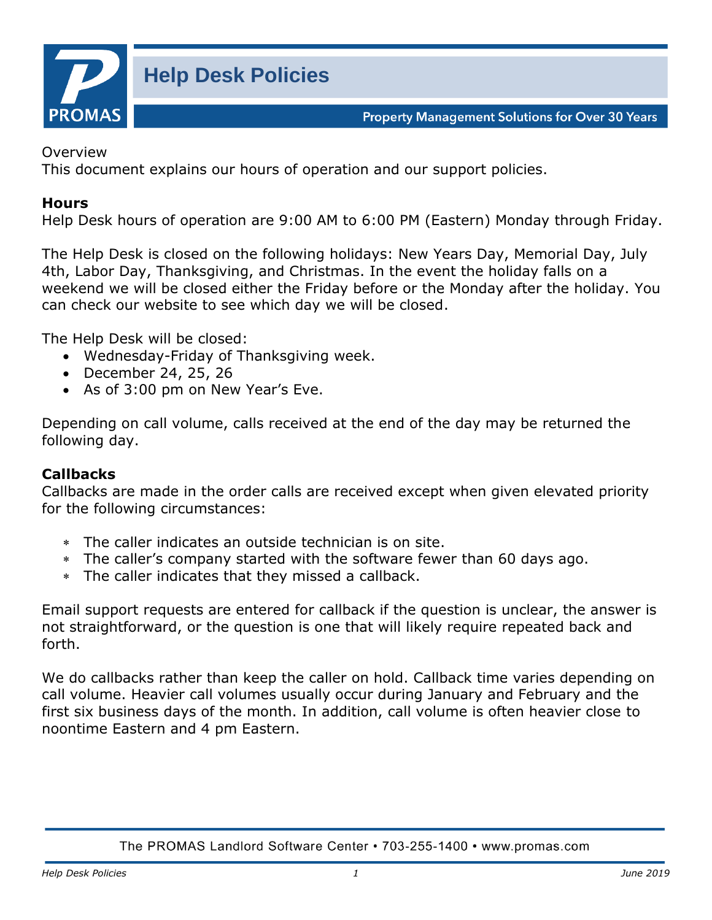# Help Desk Policies

Property Management Solutions for Over 30 Years

Overview

This document explains our hours of operation and our support policies.

**Hours**

Help Desk hours of operation are 9:00 AM to 6:00 PM (Eastern) Monday through Friday.

The Help Desk is closed on the following holidays: New Years Day, Memorial Day, July 4th, Labor Day, Thanksgiving, and Christmas. In the event the holiday falls on a weekend we will be closed either the Friday before or the Monday after the holiday. You can check our website to see which day we will be closed.

The Help Desk will be closed:

- Wednesday-Friday of Thanksgiving week.
- December 24, 25, 26
- As of 3:00 pm on New Year's Eve.

Depending on call volume, calls received at the end of the day may be returned the following day.

**Callbacks**

Callbacks are made in the order calls are received except when given elevated priority for the following circumstances:

- The caller indicates an outside technician is on site.
- The caller's company started with the software fewer than 60 days ago.
- The caller indicates that they missed a callback.

Email support requests are entered for callback if the question is unclear, the answer is not straightforward, or the question is one that will likely require repeated back and forth.

We do callbacks rather than keep the caller on hold. Callback time varies depending on call volume. Heavier call volumes usually occur during January and February and the first six business days of the month. In addition, call volume is often heavier close to noontime Eastern and 4 pm Eastern.

The PROMAS Landlord Software Center • 703-255-1400 • www.promas.com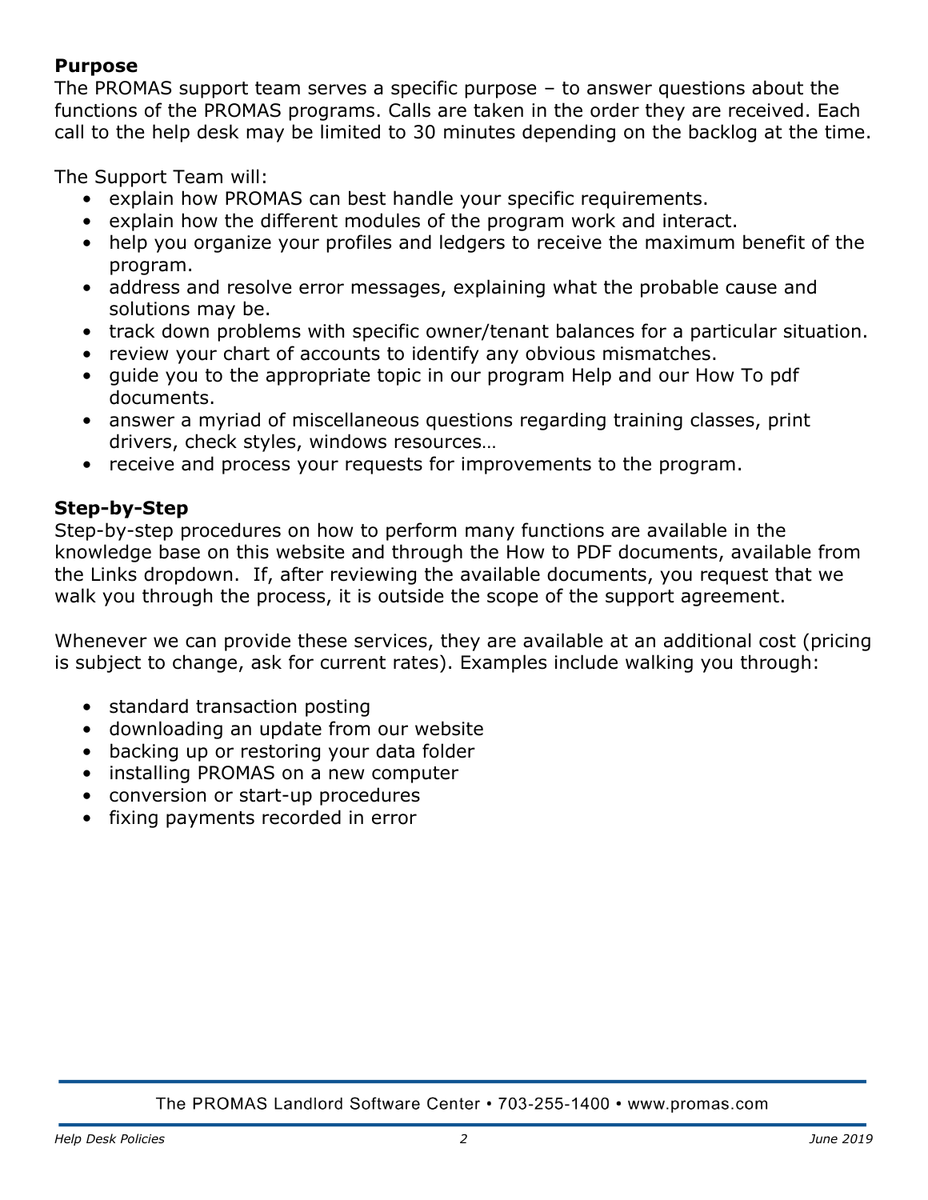## Purpose

The PROMAS support team serves a specific purpose – to answer questions about the functions of the PROMAS programs. Calls are taken in the order they are received. Each call to the help desk may be limited to 30 minutes depending on the backlog at the time.

The Support Team will:

- explain how PROMAS can best handle your specific requirements.
- explain how the different modules of the program work and interact.
- help you organize your profiles and ledgers to receive the maximum benefit of the program.
- address and resolve error messages, explaining what the probable cause and solutions may be.
- track down problems with specific owner/tenant balances for a particular situation.
- review your chart of accounts to identify any obvious mismatches.
- guide you to the appropriate topic in our program Help and our How To pdf documents.
- answer a myriad of miscellaneous questions regarding training classes, print drivers, check styles, windows resources…
- receive and process your requests for improvements to the program.

## Step-by-Step

Step-by-step procedures on how to perform many functions are available in the knowledge base on this website and through the How to PDF documents, available from the Links dropdown. If, after reviewing the available documents, you request that we walk you through the process, it is outside the scope of the support agreement.

Whenever we can provide these services, they are available at an additional cost (pricing is subject to change, ask for current rates). Examples include walking you through:

- standard transaction posting
- downloading an update from our website
- backing up or restoring your data folder
- installing PROMAS on a new computer
- conversion or start-up procedures
- fixing payments recorded in error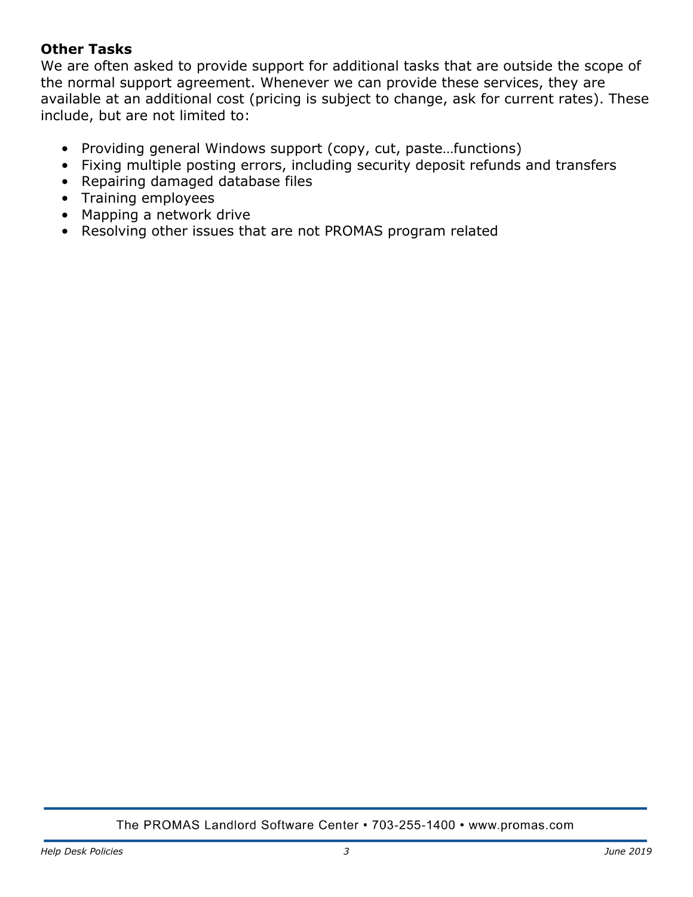**Other Tasks**

We are often asked to provide support for additional tasks that are outside the scope of the normal support agreement. Whenever we can provide these services, they are available at an additional cost (pricing is subject to change, ask for current rates). These include, but are not limited to:

- Providing general Windows support (copy, cut, paste…functions)
- Fixing multiple posting errors, including security deposit refunds and transfers
- Repairing damaged database files
- Training employees
- Mapping a network drive
- Resolving other issues that are not PROMAS program related